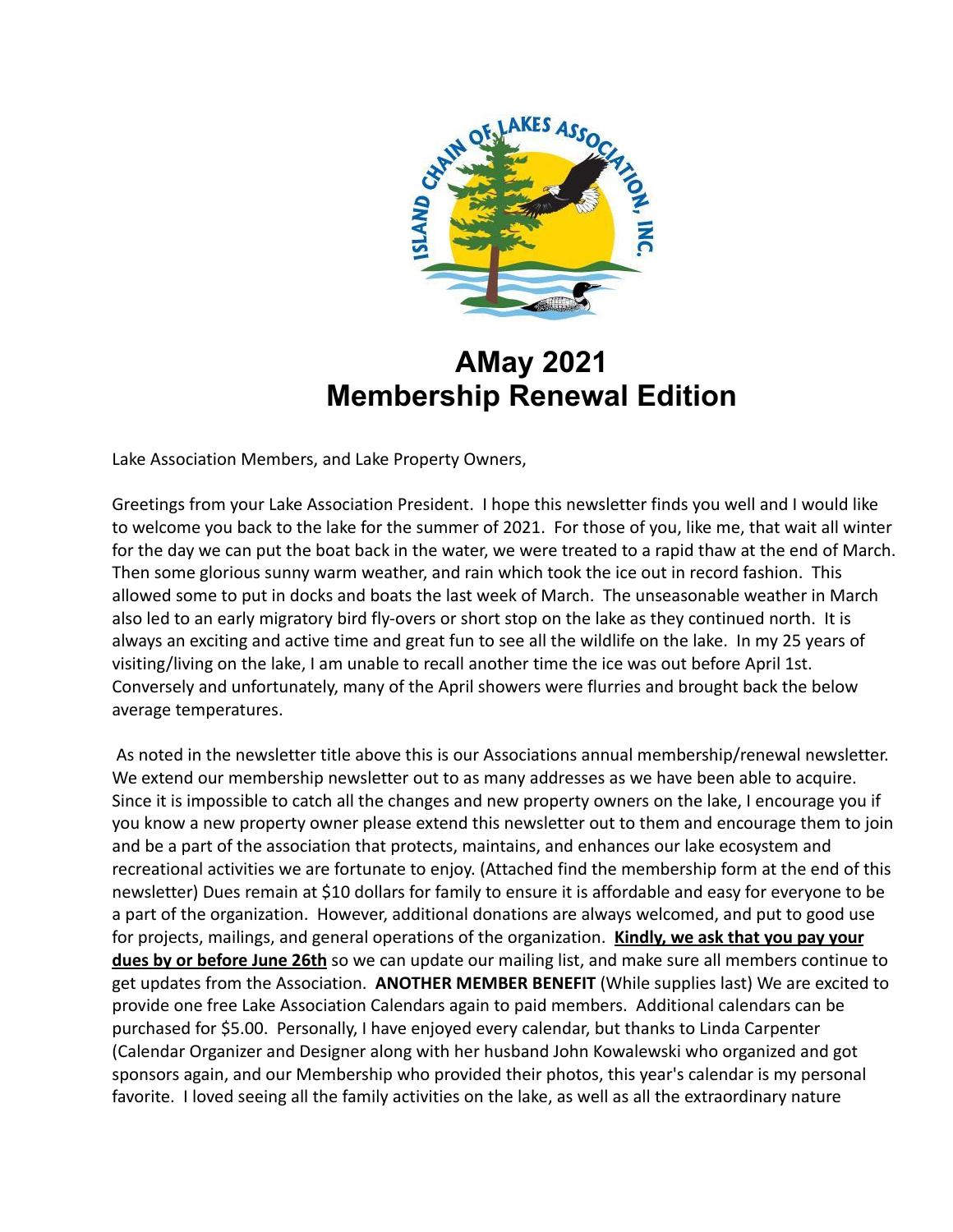# AMay 2021
# Membership Renewal Edition

Lake Association Members, and Lake Property Owners,

Greetings from your Lake Association President. I hope this newsletter finds you well and I would like to welcome you back to the lake for the summer of 2021. For those of you, like me, that wait all winter for the day we can put the boat back in the water, we were treated to a rapid thaw at the end of March. Then some glorious sunny warm weather, and rain which took the ice out in record fashion. This allowed some to put in docks and boats the last week of March. The unseasonable weather in March also led to an early migratory bird fly-overs or short stop on the lake as they continued north. It is always an exciting and active time and great fun to see all the wildlife on the lake. In my 25 years of visiting/living on the lake, I am unable to recall another time the ice was out before April 1st. Conversely and unfortunately, many of the April showers were flurries and brought back the below average temperatures.

As noted in the newsletter title above this is our Associations annual membership/renewal newsletter. We extend our membership newsletter out to as many addresses as we have been able to acquire. Since it is impossible to catch all the changes and new property owners on the lake, I encourage you if you know a new property owner please extend this newsletter out to them and encourage them to join and be a part of the association that protects, maintains, and enhances our lake ecosystem and recreational activities we are fortunate to enjoy. (Attached find the membership form at the end of this newsletter) Dues remain at $10 dollars for family to ensure it is affordable and easy for everyone to be a part of the organization. However, additional donations are always welcomed, and put to good use for projects, mailings, and general operations of the organization. **Kindly, we ask that you pay your dues by or before June 26th** so we can update our mailing list, and make sure all members continue to get updates from the Association. **ANOTHER MEMBER BENEFIT** (While supplies last) We are excited to provide one free Lake Association Calendars again to paid members. Additional calendars can be purchased for $5.00. Personally, I have enjoyed every calendar, but thanks to Linda Carpenter (Calendar Organizer and Designer along with her husband John Kowalewski who organized and got sponsors again, and our Membership who provided their photos, this year's calendar is my personal favorite. I loved seeing all the family activities on the lake, as well as all the extraordinary nature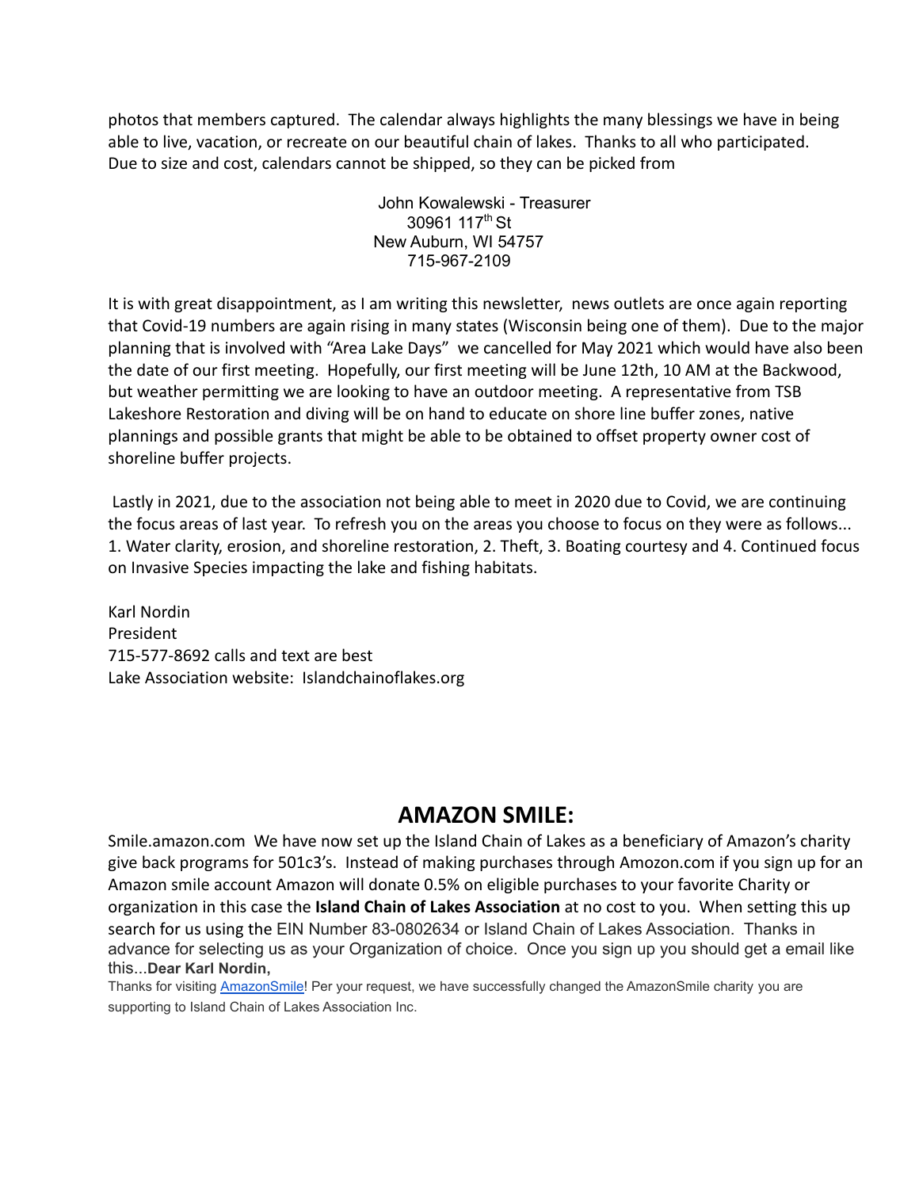photos that members captured. The calendar always highlights the many blessings we have in being able to live, vacation, or recreate on our beautiful chain of lakes. Thanks to all who participated. Due to size and cost, calendars cannot be shipped, so they can be picked from

John Kowalewski - Treasurer
30961 117th St
New Auburn, WI 54757
715-967-2109

It is with great disappointment, as I am writing this newsletter, news outlets are once again reporting that Covid-19 numbers are again rising in many states (Wisconsin being one of them). Due to the major planning that is involved with "Area Lake Days" we cancelled for May 2021 which would have also been the date of our first meeting. Hopefully, our first meeting will be June 12th, 10 AM at the Backwood, but weather permitting we are looking to have an outdoor meeting. A representative from TSB Lakeshore Restoration and diving will be on hand to educate on shore line buffer zones, native plannings and possible grants that might be able to be obtained to offset property owner cost of shoreline buffer projects.

Lastly in 2021, due to the association not being able to meet in 2020 due to Covid, we are continuing the focus areas of last year. To refresh you on the areas you choose to focus on they were as follows... 1. Water clarity, erosion, and shoreline restoration, 2. Theft, 3. Boating courtesy and 4. Continued focus on Invasive Species impacting the lake and fishing habitats.

Karl Nordin
President
715-577-8692 calls and text are best
Lake Association website: Islandchainoflakes.org

## AMAZON SMILE:

Smile.amazon.com We have now set up the Island Chain of Lakes as a beneficiary of Amazon's charity give back programs for 501c3's. Instead of making purchases through Amozon.com if you sign up for an Amazon smile account Amazon will donate 0.5% on eligible purchases to your favorite Charity or organization in this case the **Island Chain of Lakes Association** at no cost to you. When setting this up search for us using the EIN Number 83-0802634 or Island Chain of Lakes Association. Thanks in advance for selecting us as your Organization of choice. Once you sign up you should get a email like this...**Dear Karl Nordin,**

Thanks for visiting AmazonSmile! Per your request, we have successfully changed the AmazonSmile charity you are supporting to Island Chain of Lakes Association Inc.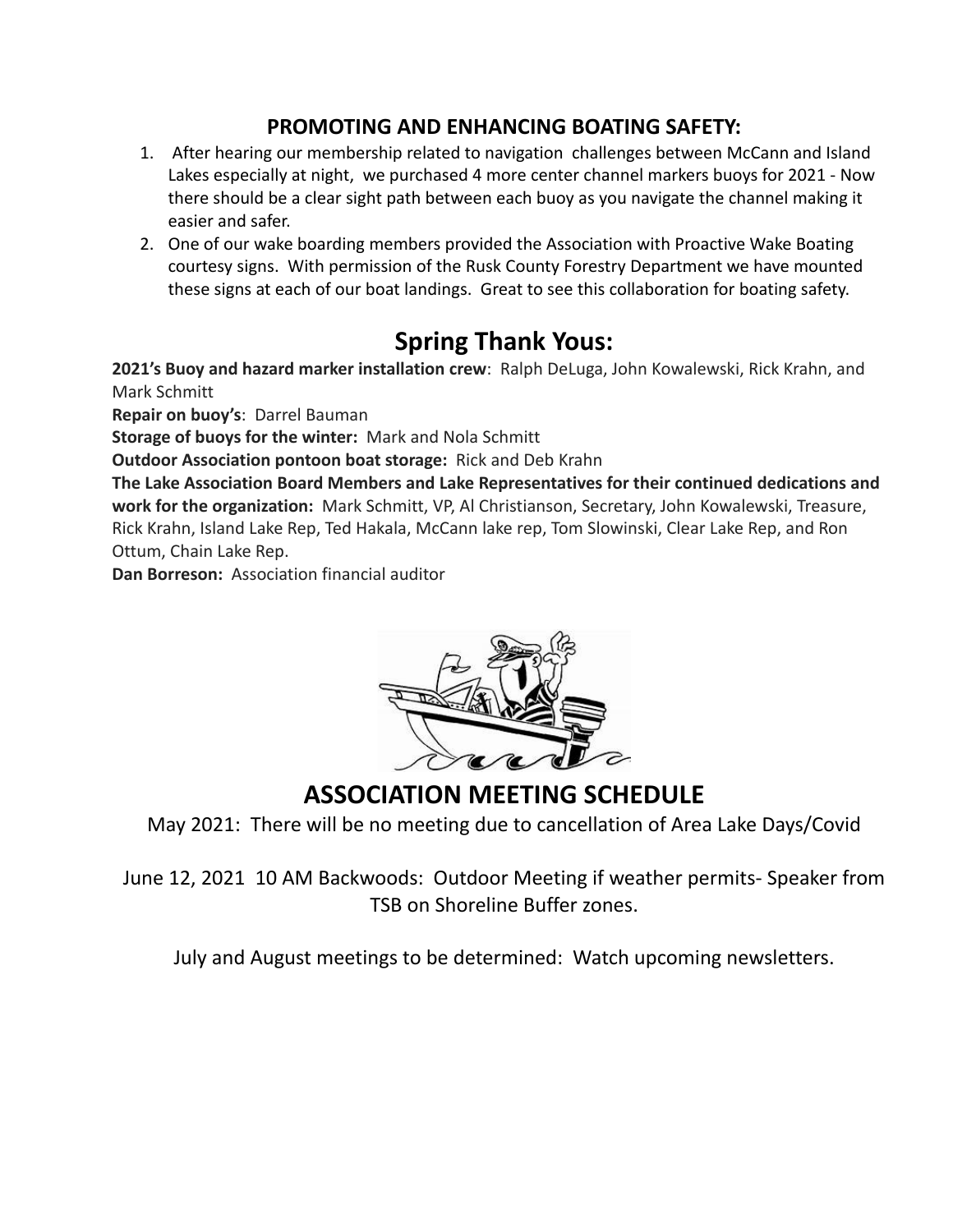## PROMOTING AND ENHANCING BOATING SAFETY:

1. After hearing our membership related to navigation challenges between McCann and Island Lakes especially at night, we purchased 4 more center channel markers buoys for 2021 - Now there should be a clear sight path between each buoy as you navigate the channel making it easier and safer.
2. One of our wake boarding members provided the Association with Proactive Wake Boating courtesy signs. With permission of the Rusk County Forestry Department we have mounted these signs at each of our boat landings. Great to see this collaboration for boating safety.

# Spring Thank Yous:

**2021's Buoy and hazard marker installation crew**: Ralph DeLuga, John Kowalewski, Rick Krahn, and Mark Schmitt

**Repair on buoy's**: Darrel Bauman

**Storage of buoys for the winter:** Mark and Nola Schmitt

**Outdoor Association pontoon boat storage:** Rick and Deb Krahn

**The Lake Association Board Members and Lake Representatives for their continued dedications and work for the organization:** Mark Schmitt, VP, Al Christianson, Secretary, John Kowalewski, Treasure, Rick Krahn, Island Lake Rep, Ted Hakala, McCann lake rep, Tom Slowinski, Clear Lake Rep, and Ron Ottum, Chain Lake Rep.

**Dan Borreson:** Association financial auditor

## ASSOCIATION MEETING SCHEDULE

May 2021: There will be no meeting due to cancellation of Area Lake Days/Covid

June 12, 2021 10 AM Backwoods: Outdoor Meeting if weather permits- Speaker from TSB on Shoreline Buffer zones.

July and August meetings to be determined: Watch upcoming newsletters.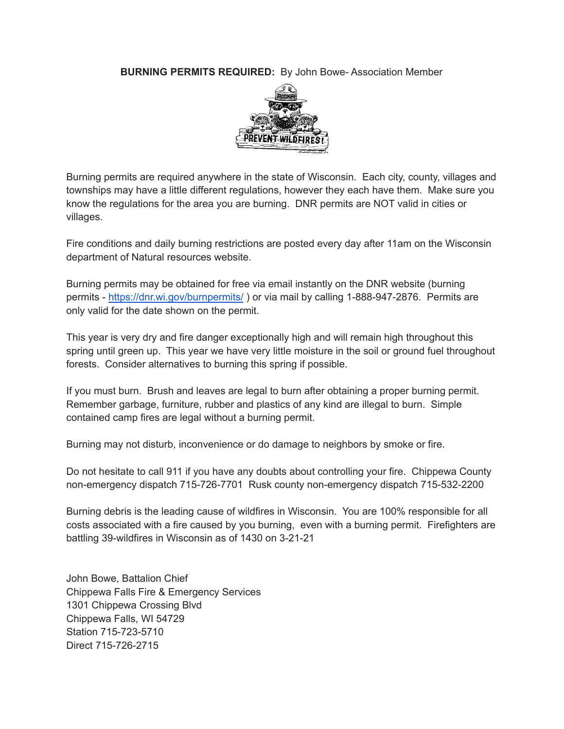**BURNING PERMITS REQUIRED:** By John Bowe- Association Member

Burning permits are required anywhere in the state of Wisconsin. Each city, county, villages and townships may have a little different regulations, however they each have them. Make sure you know the regulations for the area you are burning. DNR permits are NOT valid in cities or villages.

Fire conditions and daily burning restrictions are posted every day after 11am on the Wisconsin department of Natural resources website.

Burning permits may be obtained for free via email instantly on the DNR website (burning permits - [https://dnr.wi.gov/burnpermits/](https://dnr.wi.gov/burnpermits/) ) or via mail by calling 1-888-947-2876. Permits are only valid for the date shown on the permit.

This year is very dry and fire danger exceptionally high and will remain high throughout this spring until green up. This year we have very little moisture in the soil or ground fuel throughout forests. Consider alternatives to burning this spring if possible.

If you must burn. Brush and leaves are legal to burn after obtaining a proper burning permit. Remember garbage, furniture, rubber and plastics of any kind are illegal to burn. Simple contained camp fires are legal without a burning permit.

Burning may not disturb, inconvenience or do damage to neighbors by smoke or fire.

Do not hesitate to call 911 if you have any doubts about controlling your fire. Chippewa County non-emergency dispatch 715-726-7701 Rusk county non-emergency dispatch 715-532-2200

Burning debris is the leading cause of wildfires in Wisconsin. You are 100% responsible for all costs associated with a fire caused by you burning, even with a burning permit. Firefighters are battling 39-wildfires in Wisconsin as of 1430 on 3-21-21

John Bowe, Battalion Chief
Chippewa Falls Fire & Emergency Services
1301 Chippewa Crossing Blvd
Chippewa Falls, WI 54729
Station 715-723-5710
Direct 715-726-2715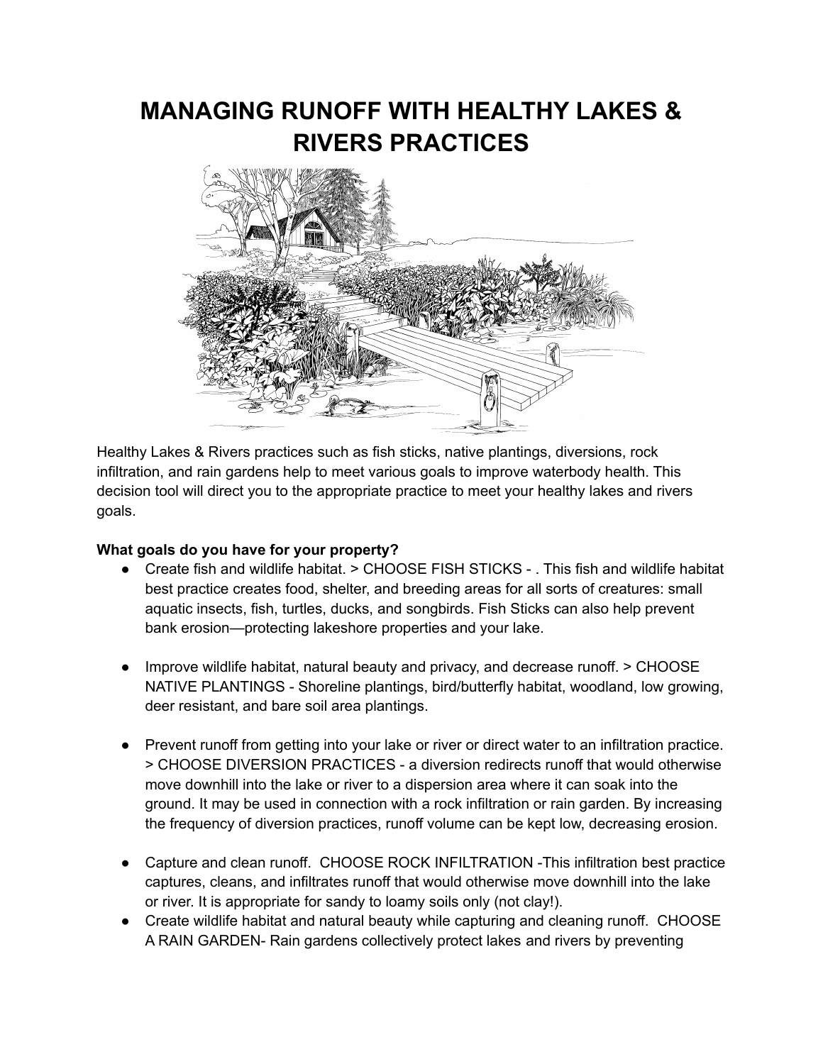# MANAGING RUNOFF WITH HEALTHY LAKES & RIVERS PRACTICES

Healthy Lakes & Rivers practices such as fish sticks, native plantings, diversions, rock infiltration, and rain gardens help to meet various goals to improve waterbody health. This decision tool will direct you to the appropriate practice to meet your healthy lakes and rivers goals.

**What goals do you have for your property?**

- Create fish and wildlife habitat. > CHOOSE FISH STICKS - . This fish and wildlife habitat best practice creates food, shelter, and breeding areas for all sorts of creatures: small aquatic insects, fish, turtles, ducks, and songbirds. Fish Sticks can also help prevent bank erosion—protecting lakeshore properties and your lake.

- Improve wildlife habitat, natural beauty and privacy, and decrease runoff. > CHOOSE NATIVE PLANTINGS - Shoreline plantings, bird/butterfly habitat, woodland, low growing, deer resistant, and bare soil area plantings.

- Prevent runoff from getting into your lake or river or direct water to an infiltration practice. > CHOOSE DIVERSION PRACTICES - a diversion redirects runoff that would otherwise move downhill into the lake or river to a dispersion area where it can soak into the ground. It may be used in connection with a rock infiltration or rain garden. By increasing the frequency of diversion practices, runoff volume can be kept low, decreasing erosion.

- Capture and clean runoff. CHOOSE ROCK INFILTRATION -This infiltration best practice captures, cleans, and infiltrates runoff that would otherwise move downhill into the lake or river. It is appropriate for sandy to loamy soils only (not clay!).
- Create wildlife habitat and natural beauty while capturing and cleaning runoff. CHOOSE A RAIN GARDEN- Rain gardens collectively protect lakes and rivers by preventing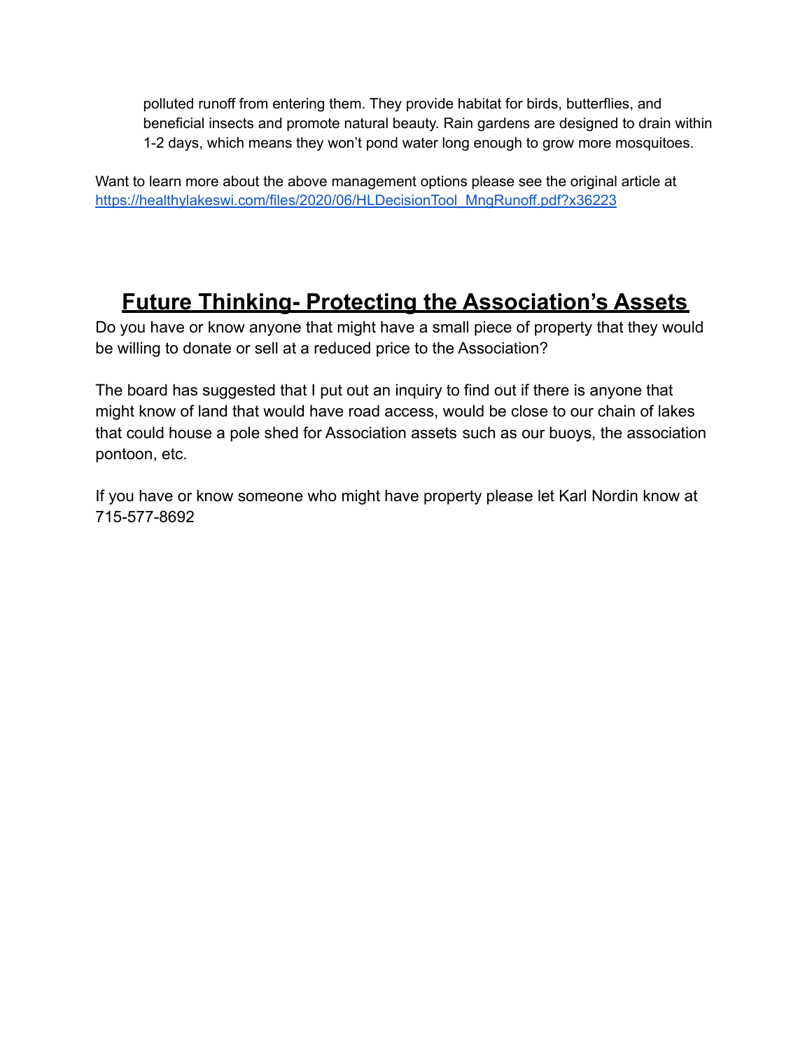polluted runoff from entering them. They provide habitat for birds, butterflies, and beneficial insects and promote natural beauty. Rain gardens are designed to drain within 1-2 days, which means they won't pond water long enough to grow more mosquitoes.

Want to learn more about the above management options please see the original article at https://healthylakeswi.com/files/2020/06/HLDecisionTool_MngRunoff.pdf?x36223

## Future Thinking- Protecting the Association's Assets

Do you have or know anyone that might have a small piece of property that they would be willing to donate or sell at a reduced price to the Association?

The board has suggested that I put out an inquiry to find out if there is anyone that might know of land that would have road access, would be close to our chain of lakes that could house a pole shed for Association assets such as our buoys, the association pontoon, etc.

If you have or know someone who might have property please let Karl Nordin know at 715-577-8692